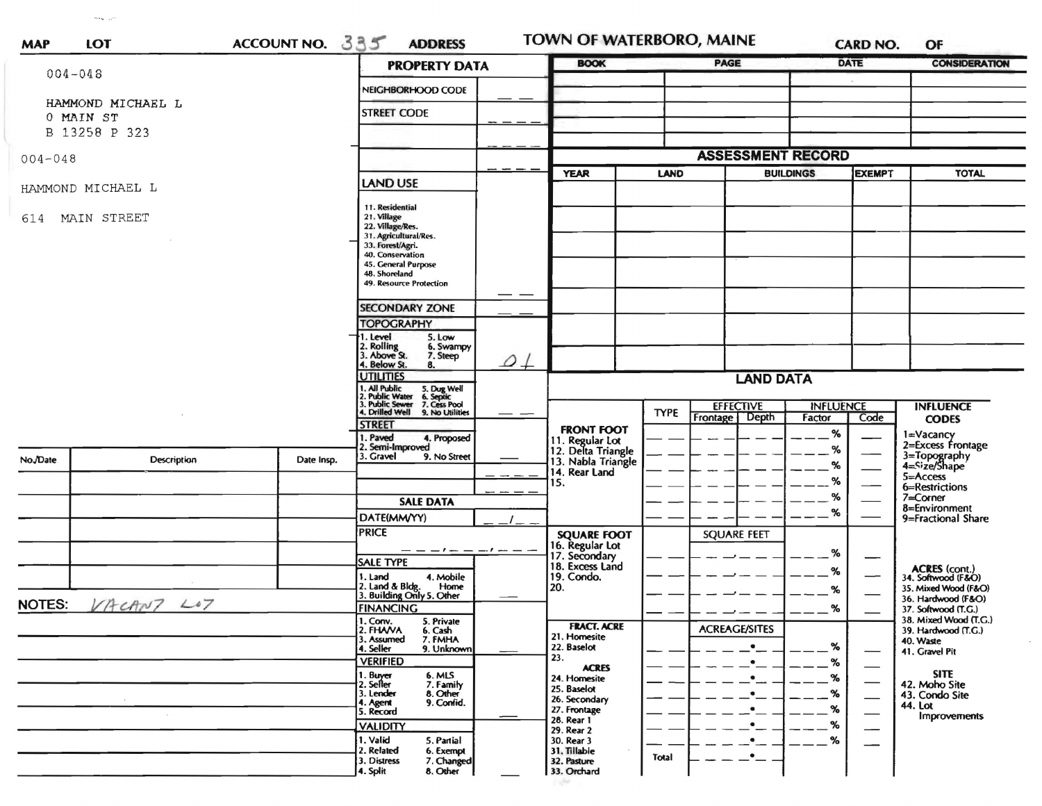# TOWN OF WATERBORO, MAINE

**MAP** **LOT** **ACCOUNT NO.** 335 **ADDRESS** **CARD NO.** **OF**

004-048

HAMMOND MICHAEL L
0 MAIN ST
B 13258 P 323

004-048

HAMMOND MICHAEL L

614 MAIN STREET

## PROPERTY DATA

| | |
|---|---|
| NEIGHBORHOOD CODE | __ __ |
| STREET CODE | __ __ __ __ |
| | __ __ __ __ |
| | __ __ __ __ |

**LAND USE**

11. Residential
21. Village
22. Village/Res.
31. Agricultural/Res.
33. Forest/Agri.
40. Conservation
45. General Purpose
48. Shoreland
49. Resource Protection

__ __

**SECONDARY ZONE** __ __

**TOPOGRAPHY**

1. Level
2. Rolling
3. Above St.
4. Below St.
5. Low
6. Swampy
7. Steep
8.

01

**UTILITIES**

1. All Public
2. Public Water
3. Public Sewer
4. Drilled Well
5. Dug Well
6. Septic
7. Cess Pool
9. No Utilities

__ __

**STREET**

1. Paved
2. Semi-Improved
3. Gravel
4. Proposed
9. No Street

__

## SALE DATA

DATE(MM/YY) __ __/__ __

PRICE __ __ __,__ __ __,__ __ __

**SALE TYPE**

1. Land
2. Land & Bldg.
3. Building Only
4. Mobile Home
5. Other

**FINANCING**

1. Conv.
2. FHA/VA
3. Assumed
4. Seller
5. Private
6. Cash
7. FMHA
9. Unknown

**VERIFIED**

1. Buyer
2. Seller
3. Lender
4. Agent
5. Record
6. MLS
7. Family
8. Other
9. Confid.

**VALIDITY**

1. Valid
2. Related
3. Distress
4. Split
5. Partial
6. Exempt
7. Changed
8. Other

| BOOK | PAGE | DATE | CONSIDERATION |
|---|---|---|---|
| | | | |
| | | | |
| | | | |
| | | | |

## ASSESSMENT RECORD

| YEAR | LAND | BUILDINGS | EXEMPT | TOTAL |
|---|---|---|---|---|
| | | | | |
| | | | | |
| | | | | |
| | | | | |
| | | | | |
| | | | | |
| | | | | |

## LAND DATA

| | TYPE | EFFECTIVE Frontage | EFFECTIVE Depth | INFLUENCE Factor | INFLUENCE Code |
|---|---|---|---|---|---|
| **FRONT FOOT** | | | | | |
| 11. Regular Lot | | | | % | |
| 12. Delta Triangle | | | | % | |
| 13. Nabla Triangle | | | | % | |
| 14. Rear Land | | | | % | |
| 15. | | | | % | |
| | | | | % | |
| **SQUARE FOOT** | | SQUARE FEET | | | |
| 16. Regular Lot | | | | % | |
| 17. Secondary | | | | % | |
| 18. Excess Land | | | | % | |
| 19. Condo. | | | | % | |
| 20. | | | | | |
| **FRACT. ACRE** | | ACREAGE/SITES | | | |
| 21. Homesite | | | | % | |
| 22. Baselot | | | | % | |
| 23. | | | | % | |
| **ACRES** | | | | | |
| 24. Homesite | | | | % | |
| 25. Baselot | | | | % | |
| 26. Secondary | | | | % | |
| 27. Frontage | | | | % | |
| 28. Rear 1 | | | | % | |
| 29. Rear 2 | | | | | |
| 30. Rear 3 | | | | | |
| 31. Tillable | Total | | | | |
| 32. Pasture | | | | | |
| 33. Orchard | | | | | |

**INFLUENCE CODES**

1=Vacancy
2=Excess Frontage
3=Topography
4=Size/Shape
5=Access
6=Restrictions
7=Corner
8=Environment
9=Fractional Share

**ACRES (cont.)**

34. Softwood (F&O)
35. Mixed Wood (F&O)
36. Hardwood (F&O)
37. Softwood (T.G.)
38. Mixed Wood (T.G.)
39. Hardwood (T.G.)
40. Waste
41. Gravel Pit

**SITE**

42. Moho Site
43. Condo Site
44. Lot Improvements

| No./Date | Description | Date Insp. |
|---|---|---|
| | | |
| | | |
| | | |
| | | |
| | | |
| | | |
| | | |

**NOTES:** VACANT LOT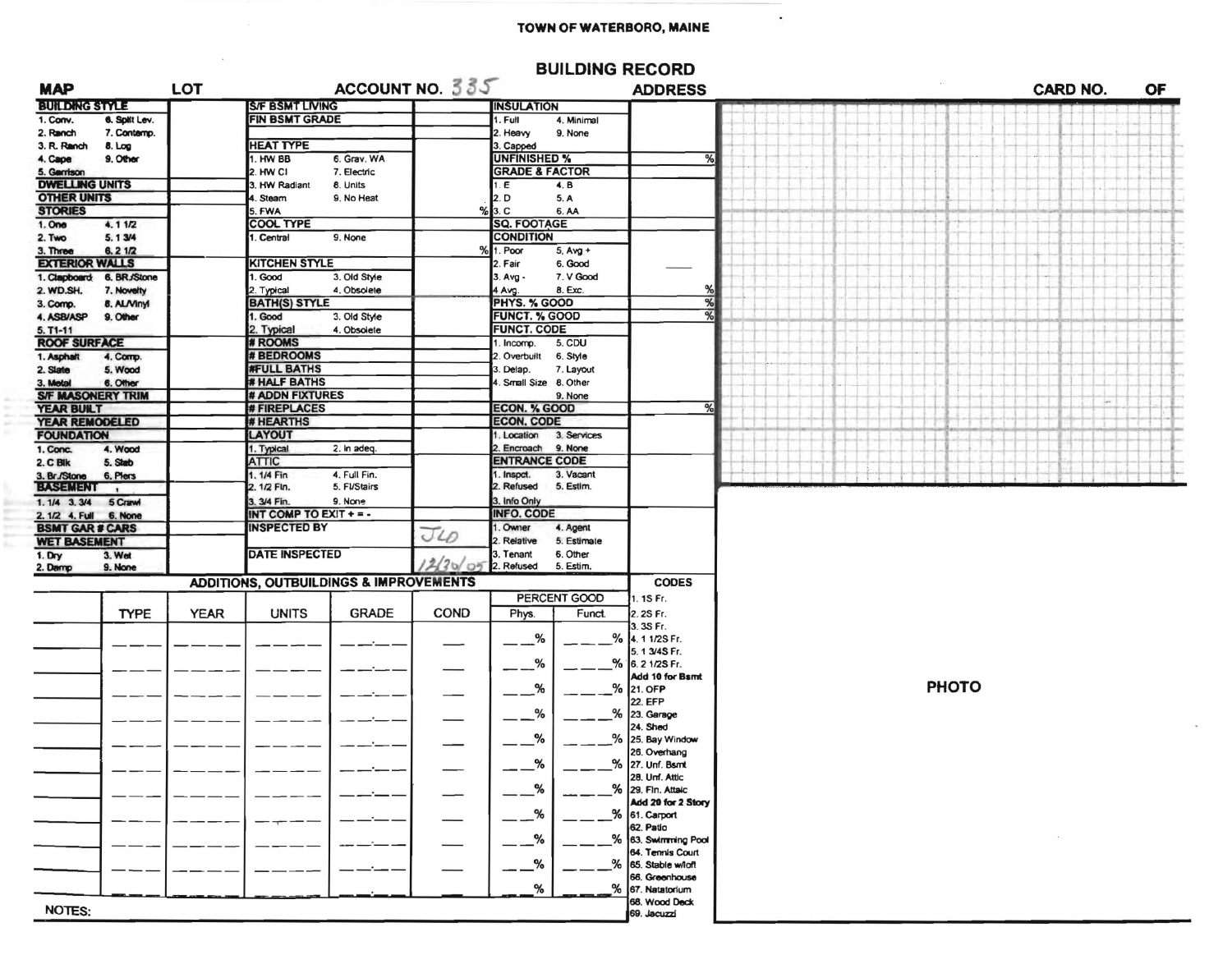TOWN OF WATERBORO, MAINE

# BUILDING RECORD

MAP | LOT | ACCOUNT NO. 335 | ADDRESS | CARD NO. | OF

| | | | | | |
|---|---|---|---|---|---|
| **BUILDING STYLE** | | **S/F BSMT LIVING** | | **INSULATION** | |
| 1. Conv. 6. Split Lev. | | **FIN BSMT GRADE** | | 1. Full 4. Minimal | |
| 2. Ranch 7. Contemp. | | | | 2. Heavy 9. None | |
| 3. R. Ranch 8. Log | | **HEAT TYPE** | | 3. Capped | |
| 4. Cape 9. Other | | 1. HW BB 6. Grav. WA | | **UNFINISHED %** | % |
| 5. Garrison | | 2. HW CI 7. Electric | | **GRADE & FACTOR** | |
| **DWELLING UNITS** | | 3. HW Radiant 8. Units | | 1. E 4. B | |
| **OTHER UNITS** | | 4. Steam 9. No Heat | | 2. D 5. A | |
| **STORIES** | | 5. FWA | % | 3. C 6. AA | |
| 1. One 4. 1 1/2 | | **COOL TYPE** | | **SQ. FOOTAGE** | |
| 2. Two 5. 1 3/4 | | 1. Central 9. None | | **CONDITION** | |
| 3. Three 6. 2 1/2 | | | % | 1. Poor 5. Avg + | |
| **EXTERIOR WALLS** | | **KITCHEN STYLE** | | 2. Fair 6. Good | |
| 1. Clapboard 6. BR./Stone | | 1. Good 3. Old Style | | 3. Avg - 7. V Good | |
| 2. WD.SH. 7. Novelty | | 2. Typical 4. Obsolete | | 4 Avg. 8. Exc. | % |
| 3. Comp. 8. AL/Vinyl | | **BATH(S) STYLE** | | **PHYS. % GOOD** | % |
| 4. ASB/ASP 9. Other | | 1. Good 3. Old Style | | **FUNCT. % GOOD** | % |
| 5. T1-11 | | 2. Typical 4. Obsolete | | **FUNCT. CODE** | |
| **ROOF SURFACE** | | **# ROOMS** | | 1. Incomp. 5. CDU | |
| 1. Asphalt 4. Comp. | | **# BEDROOMS** | | 2. Overbuilt 6. Style | |
| 2. Slate 5. Wood | | **#FULL BATHS** | | 3. Delap. 7. Layout | |
| 3. Metal 6. Other | | **# HALF BATHS** | | 4. Small Size 8. Other | |
| **S/F MASONERY TRIM** | | **# ADDN FIXTURES** | | 9. None | |
| **YEAR BUILT** | | **# FIREPLACES** | | **ECON. % GOOD** | % |
| **YEAR REMODELED** | | **# HEARTHS** | | **ECON. CODE** | |
| **FOUNDATION** | | **LAYOUT** | | 1. Location 3. Services | |
| 1. Conc. 4. Wood | | 1. Typical 2. In adeq. | | 2. Encroach 9. None | |
| 2. C Blk 5. Slab | | **ATTIC** | | **ENTRANCE CODE** | |
| 3. Br./Stone 6. Piers | | 1. 1/4 Fin 4. Full Fin. | | 1. Inspct. 3. Vacant | |
| **BASEMENT** | | 2. 1/2 Fin. 5. Fl/Stairs | | 2. Refused 5. Estim. | |
| 1. 1/4 3. 3/4 5 Crawl | | 3. 3/4 Fin. 9. None | | 3. Info Only | |
| 2. 1/2 4. Full 6. None | | **INT COMP TO EXIT + = -** | | **INFO. CODE** | |
| **BSMT GAR # CARS** | | **INSPECTED BY** | JLO | 1. Owner 4. Agent | |
| **WET BASEMENT** | | | | 2. Relative 5. Estimate | |
| 1. Dry 3. Wet | | **DATE INSPECTED** | 12/30/05 | 3. Tenant 6. Other | |
| 2. Damp 9. None | | | | 2. Refused 5. Estim. | |

## ADDITIONS, OUTBUILDINGS & IMPROVEMENTS

| | TYPE | YEAR | UNITS | GRADE | COND | PERCENT GOOD Phys. | PERCENT GOOD Funct. |
|---|---|---|---|---|---|---|---|
| | | | | | | % | % |
| | | | | | | % | % |
| | | | | | | % | % |
| | | | | | | % | % |
| | | | | | | % | % |
| | | | | | | % | % |
| | | | | | | % | % |
| | | | | | | % | % |
| | | | | | | % | % |
| | | | | | | % | % |
| | | | | | | % | % |

NOTES:

**CODES**

1. 1S Fr.
2. 2S Fr.
3. 3S Fr.
4. 1 1/2S Fr.
5. 1 3/4S Fr.
6. 2 1/2S Fr.

**Add 10 for Bsmt**

21. OFP
22. EFP
23. Garage
24. Shed
25. Bay Window
26. Overhang
27. Unf. Bsmt
28. Unf. Attic
29. Fin. Attaic

**Add 20 for 2 Story**

61. Carport
62. Patio
63. Swimming Pool
64. Tennis Court
65. Stable w/loft
66. Greenhouse
67. Natatorium
68. Wood Deck
69. Jacuzzi

PHOTO